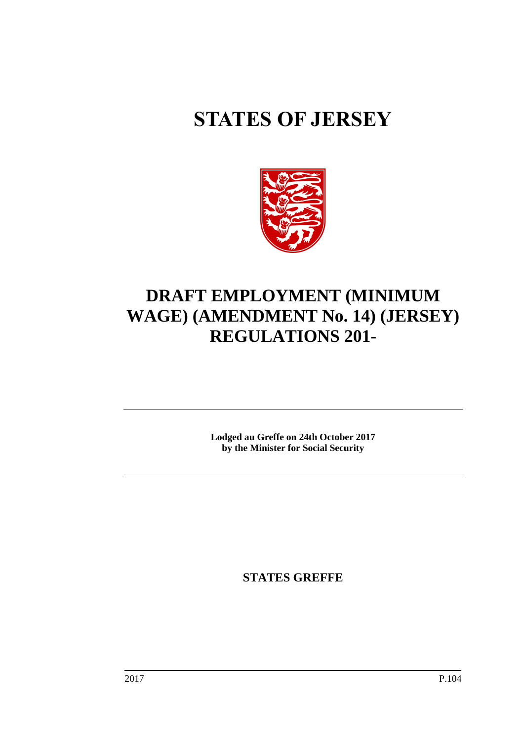# STATES OF JERSEY

# DRAFT EMPLOYMENT (MINIMUM WAGE) (AMENDMENT No. 14) (JERSEY) REGULATIONS 201-

**Lodged au Greffe on 24th October 2017**
**by the Minister for Social Security**

**STATES GREFFE**

2017 P.104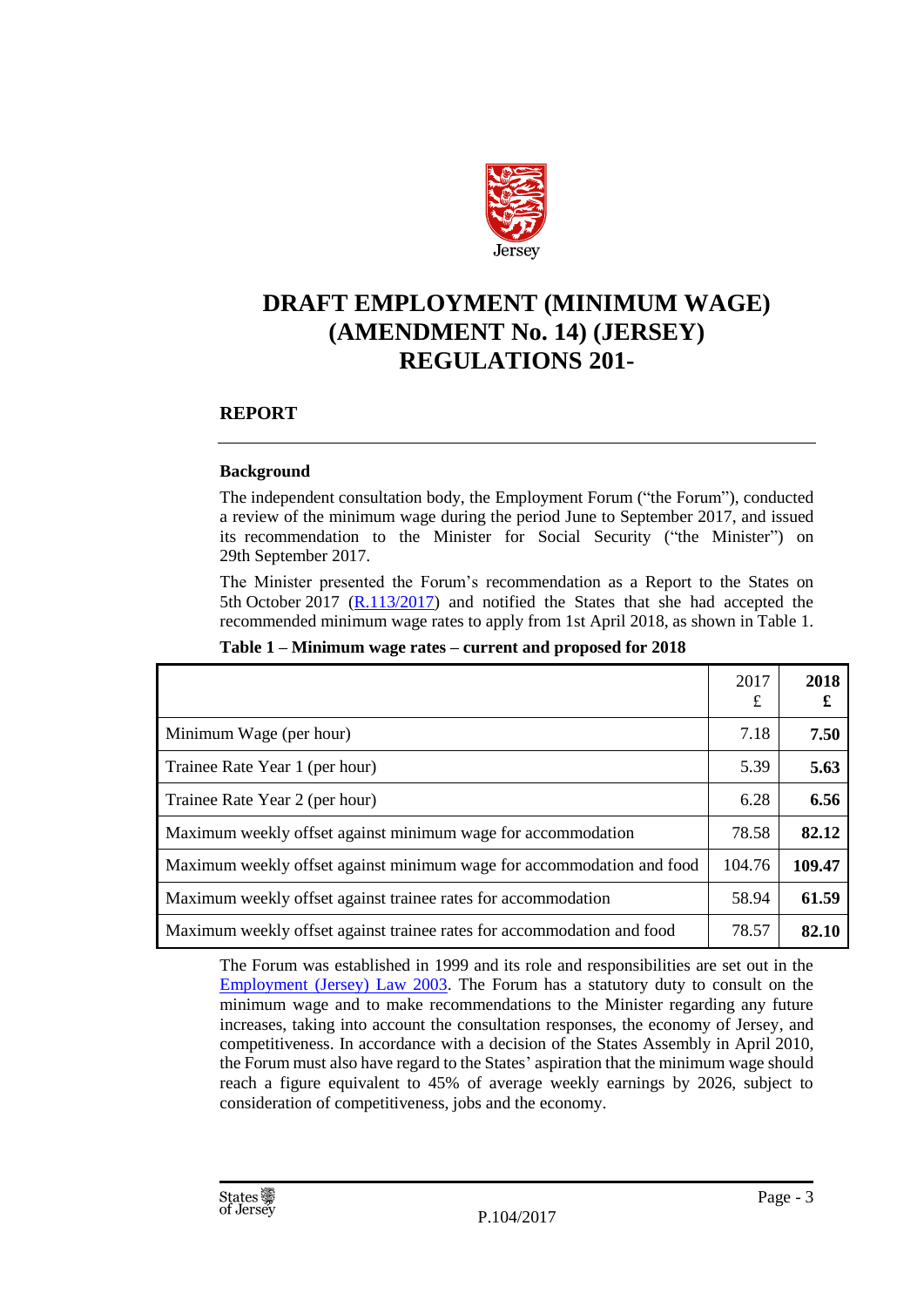# DRAFT EMPLOYMENT (MINIMUM WAGE) (AMENDMENT No. 14) (JERSEY) REGULATIONS 201-

## REPORT

### Background

The independent consultation body, the Employment Forum ("the Forum"), conducted a review of the minimum wage during the period June to September 2017, and issued its recommendation to the Minister for Social Security ("the Minister") on 29th September 2017.

The Minister presented the Forum's recommendation as a Report to the States on 5th October 2017 (R.113/2017) and notified the States that she had accepted the recommended minimum wage rates to apply from 1st April 2018, as shown in Table 1.

**Table 1 – Minimum wage rates – current and proposed for 2018**

| | 2017 £ | **2018 £** |
|---|---|---|
| Minimum Wage (per hour) | 7.18 | **7.50** |
| Trainee Rate Year 1 (per hour) | 5.39 | **5.63** |
| Trainee Rate Year 2 (per hour) | 6.28 | **6.56** |
| Maximum weekly offset against minimum wage for accommodation | 78.58 | **82.12** |
| Maximum weekly offset against minimum wage for accommodation and food | 104.76 | **109.47** |
| Maximum weekly offset against trainee rates for accommodation | 58.94 | **61.59** |
| Maximum weekly offset against trainee rates for accommodation and food | 78.57 | **82.10** |

The Forum was established in 1999 and its role and responsibilities are set out in the Employment (Jersey) Law 2003. The Forum has a statutory duty to consult on the minimum wage and to make recommendations to the Minister regarding any future increases, taking into account the consultation responses, the economy of Jersey, and competitiveness. In accordance with a decision of the States Assembly in April 2010, the Forum must also have regard to the States' aspiration that the minimum wage should reach a figure equivalent to 45% of average weekly earnings by 2026, subject to consideration of competitiveness, jobs and the economy.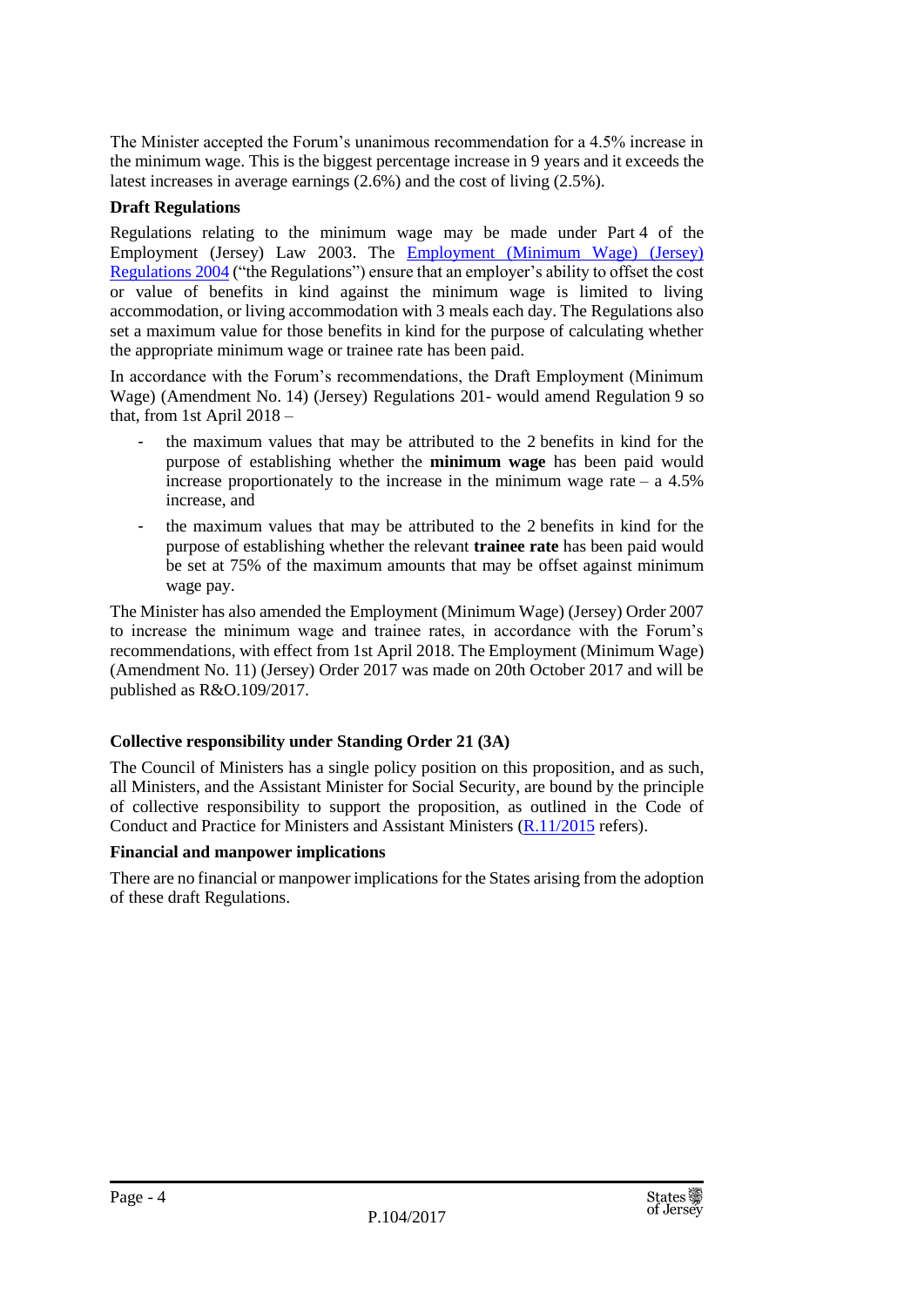The Minister accepted the Forum's unanimous recommendation for a 4.5% increase in the minimum wage. This is the biggest percentage increase in 9 years and it exceeds the latest increases in average earnings (2.6%) and the cost of living (2.5%).

**Draft Regulations**

Regulations relating to the minimum wage may be made under Part 4 of the Employment (Jersey) Law 2003. The [Employment (Minimum Wage) (Jersey) Regulations 2004] ("the Regulations") ensure that an employer's ability to offset the cost or value of benefits in kind against the minimum wage is limited to living accommodation, or living accommodation with 3 meals each day. The Regulations also set a maximum value for those benefits in kind for the purpose of calculating whether the appropriate minimum wage or trainee rate has been paid.

In accordance with the Forum's recommendations, the Draft Employment (Minimum Wage) (Amendment No. 14) (Jersey) Regulations 201- would amend Regulation 9 so that, from 1st April 2018 –

- the maximum values that may be attributed to the 2 benefits in kind for the purpose of establishing whether the **minimum wage** has been paid would increase proportionately to the increase in the minimum wage rate – a 4.5% increase, and
- the maximum values that may be attributed to the 2 benefits in kind for the purpose of establishing whether the relevant **trainee rate** has been paid would be set at 75% of the maximum amounts that may be offset against minimum wage pay.

The Minister has also amended the Employment (Minimum Wage) (Jersey) Order 2007 to increase the minimum wage and trainee rates, in accordance with the Forum's recommendations, with effect from 1st April 2018. The Employment (Minimum Wage) (Amendment No. 11) (Jersey) Order 2017 was made on 20th October 2017 and will be published as R&O.109/2017.

**Collective responsibility under Standing Order 21 (3A)**

The Council of Ministers has a single policy position on this proposition, and as such, all Ministers, and the Assistant Minister for Social Security, are bound by the principle of collective responsibility to support the proposition, as outlined in the Code of Conduct and Practice for Ministers and Assistant Ministers ([R.11/2015] refers).

**Financial and manpower implications**

There are no financial or manpower implications for the States arising from the adoption of these draft Regulations.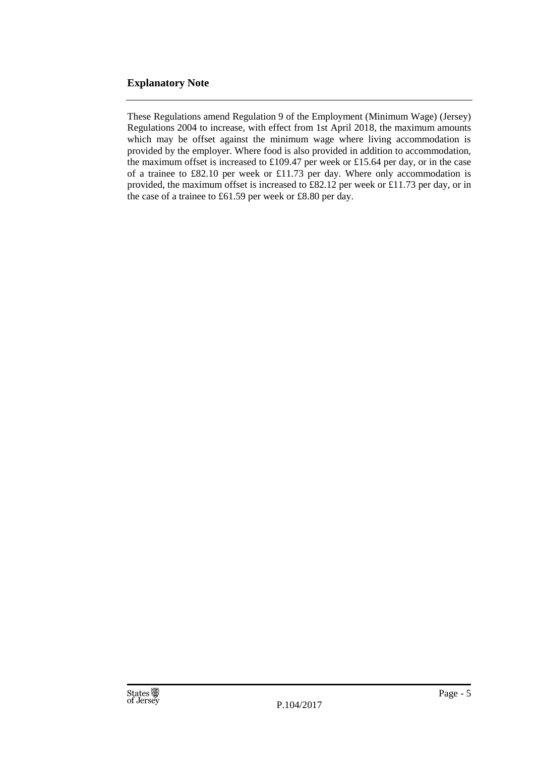## Explanatory Note

These Regulations amend Regulation 9 of the Employment (Minimum Wage) (Jersey) Regulations 2004 to increase, with effect from 1st April 2018, the maximum amounts which may be offset against the minimum wage where living accommodation is provided by the employer. Where food is also provided in addition to accommodation, the maximum offset is increased to £109.47 per week or £15.64 per day, or in the case of a trainee to £82.10 per week or £11.73 per day. Where only accommodation is provided, the maximum offset is increased to £82.12 per week or £11.73 per day, or in the case of a trainee to £61.59 per week or £8.80 per day.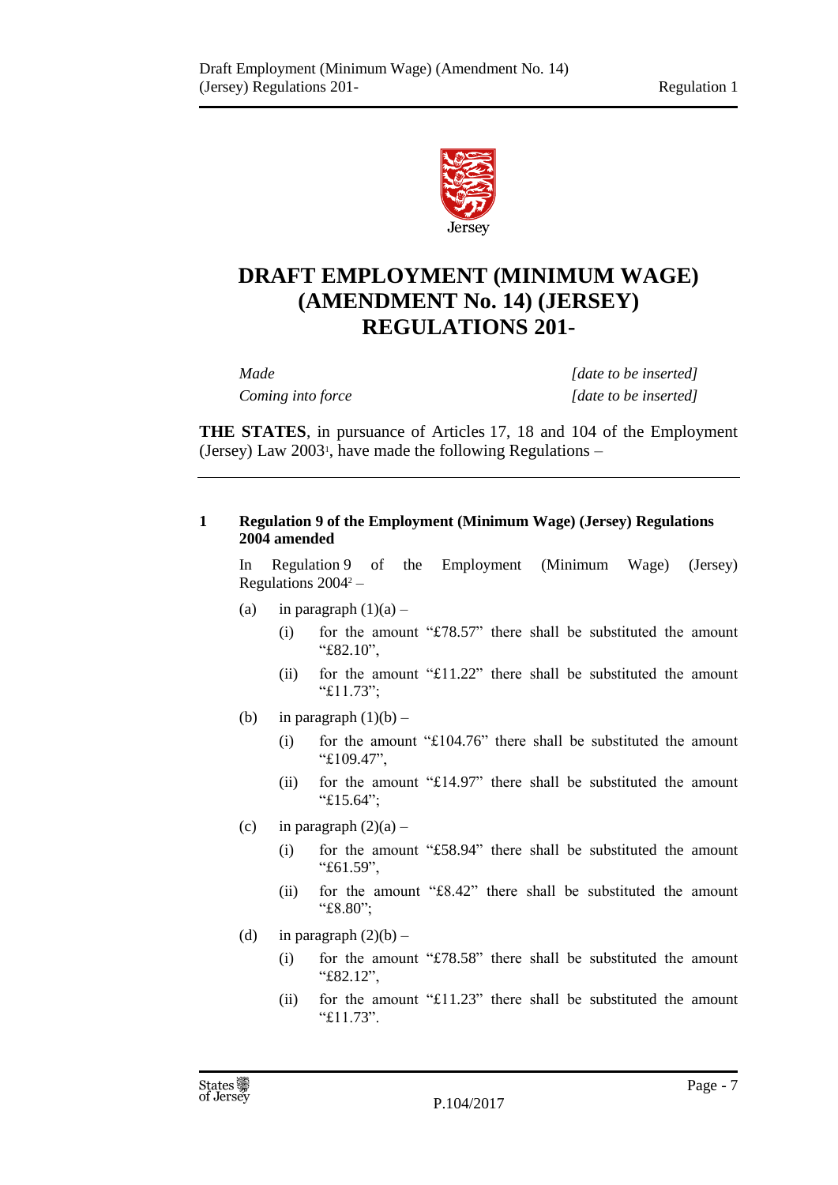# DRAFT EMPLOYMENT (MINIMUM WAGE) (AMENDMENT No. 14) (JERSEY) REGULATIONS 201-

| | |
|---|---|
| *Made* | *[date to be inserted]* |
| *Coming into force* | *[date to be inserted]* |

**THE STATES**, in pursuance of Articles 17, 18 and 104 of the Employment (Jersey) Law 2003[1], have made the following Regulations –

---

**1 Regulation 9 of the Employment (Minimum Wage) (Jersey) Regulations 2004 amended**

In Regulation 9 of the Employment (Minimum Wage) (Jersey) Regulations 2004[2] –

(a) in paragraph (1)(a) –

  (i) for the amount "£78.57" there shall be substituted the amount "£82.10",

  (ii) for the amount "£11.22" there shall be substituted the amount "£11.73";

(b) in paragraph (1)(b) –

  (i) for the amount "£104.76" there shall be substituted the amount "£109.47",

  (ii) for the amount "£14.97" there shall be substituted the amount "£15.64";

(c) in paragraph (2)(a) –

  (i) for the amount "£58.94" there shall be substituted the amount "£61.59",

  (ii) for the amount "£8.42" there shall be substituted the amount "£8.80";

(d) in paragraph (2)(b) –

  (i) for the amount "£78.58" there shall be substituted the amount "£82.12",

  (ii) for the amount "£11.23" there shall be substituted the amount "£11.73".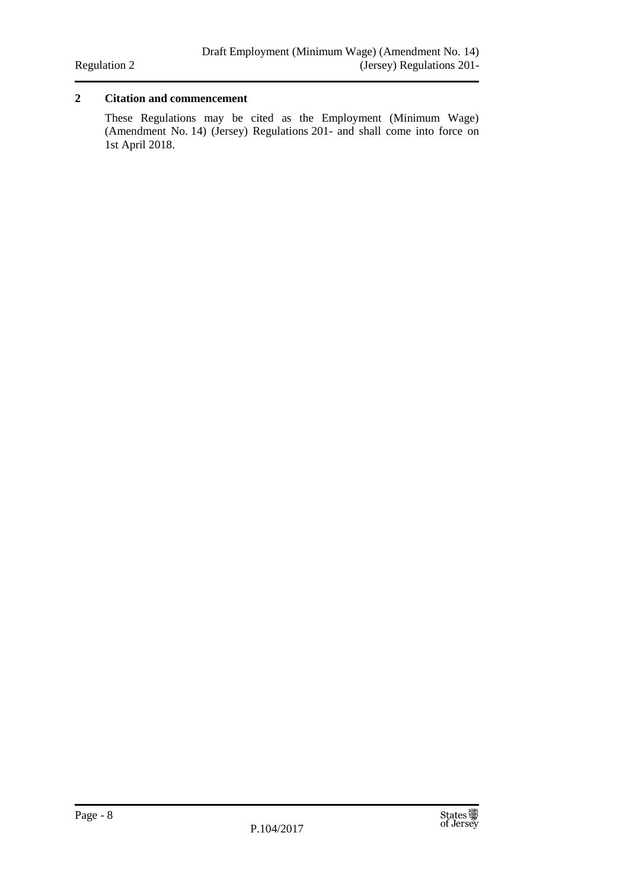## 2 Citation and commencement

These Regulations may be cited as the Employment (Minimum Wage) (Amendment No. 14) (Jersey) Regulations 201- and shall come into force on 1st April 2018.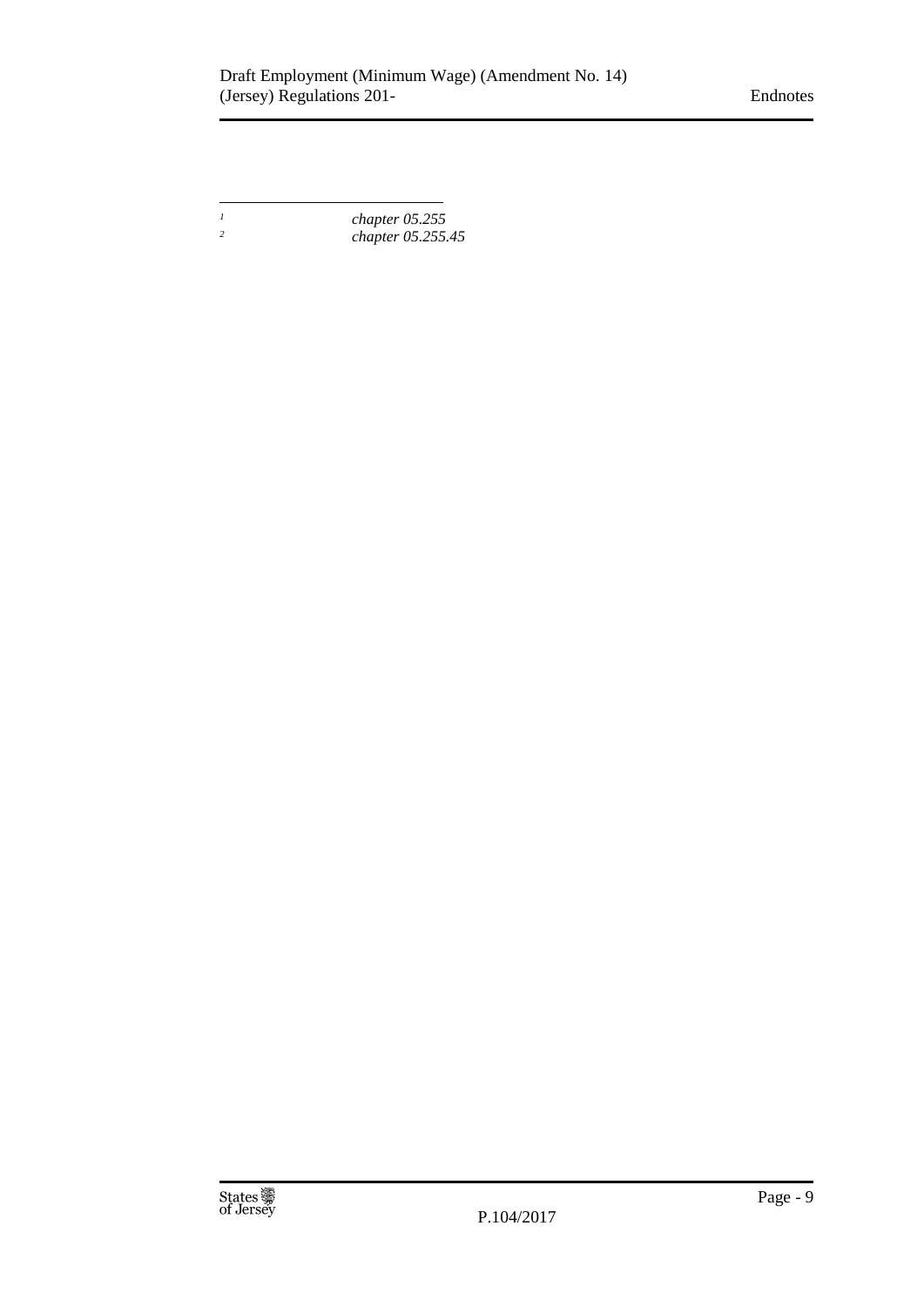[1] *chapter 05.255*

[2] *chapter 05.255.45*